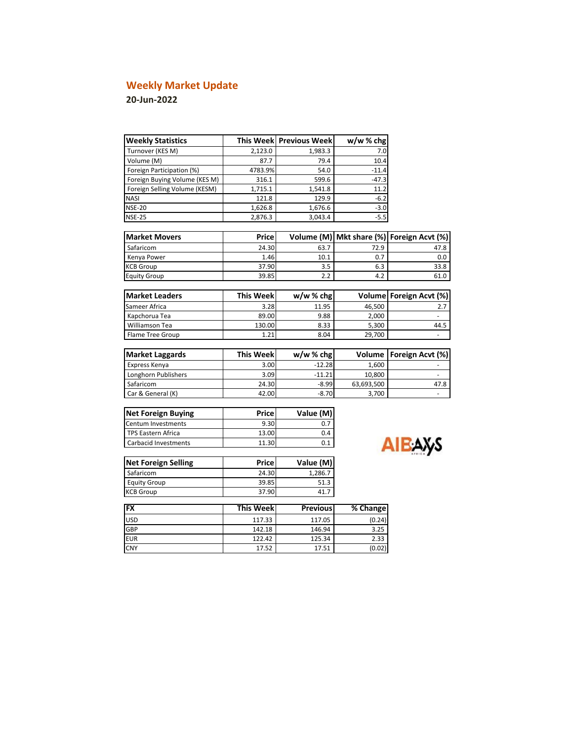## Weekly Market Update

**20-Jun-2022**

| Weekly Statistics | This Week | Previous Week | w/w % chg |
|---|---|---|---|
| Turnover (KES M) | 2,123.0 | 1,983.3 | 7.0 |
| Volume (M) | 87.7 | 79.4 | 10.4 |
| Foreign Participation (%) | 4783.9% | 54.0 | -11.4 |
| Foreign Buying Volume (KES M) | 316.1 | 599.6 | -47.3 |
| Foreign Selling Volume (KESM) | 1,715.1 | 1,541.8 | 11.2 |
| NASI | 121.8 | 129.9 | -6.2 |
| NSE-20 | 1,626.8 | 1,676.6 | -3.0 |
| NSE-25 | 2,876.3 | 3,043.4 | -5.5 |

| Market Movers | Price | Volume (M) | Mkt share (%) | Foreign Acvt (%) |
|---|---|---|---|---|
| Safaricom | 24.30 | 63.7 | 72.9 | 47.8 |
| Kenya Power | 1.46 | 10.1 | 0.7 | 0.0 |
| KCB Group | 37.90 | 3.5 | 6.3 | 33.8 |
| Equity Group | 39.85 | 2.2 | 4.2 | 61.0 |

| Market Leaders | This Week | w/w % chg | Volume | Foreign Acvt (%) |
|---|---|---|---|---|
| Sameer Africa | 3.28 | 11.95 | 46,500 | 2.7 |
| Kapchorua Tea | 89.00 | 9.88 | 2,000 | - |
| Williamson Tea | 130.00 | 8.33 | 5,300 | 44.5 |
| Flame Tree Group | 1.21 | 8.04 | 29,700 | - |

| Market Laggards | This Week | w/w % chg | Volume | Foreign Acvt (%) |
|---|---|---|---|---|
| Express Kenya | 3.00 | -12.28 | 1,600 | - |
| Longhorn Publishers | 3.09 | -11.21 | 10,800 | - |
| Safaricom | 24.30 | -8.99 | 63,693,500 | 47.8 |
| Car & General (K) | 42.00 | -8.70 | 3,700 | - |

| Net Foreign Buying | Price | Value (M) |
|---|---|---|
| Centum Investments | 9.30 | 0.7 |
| TPS Eastern Africa | 13.00 | 0.4 |
| Carbacid Investments | 11.30 | 0.1 |

| Net Foreign Selling | Price | Value (M) |
|---|---|---|
| Safaricom | 24.30 | 1,286.7 |
| Equity Group | 39.85 | 51.3 |
| KCB Group | 37.90 | 41.7 |

| FX | This Week | Previous | % Change |
|---|---|---|---|
| USD | 117.33 | 117.05 | (0.24) |
| GBP | 142.18 | 146.94 | 3.25 |
| EUR | 122.42 | 125.34 | 2.33 |
| CNY | 17.52 | 17.51 | (0.02) |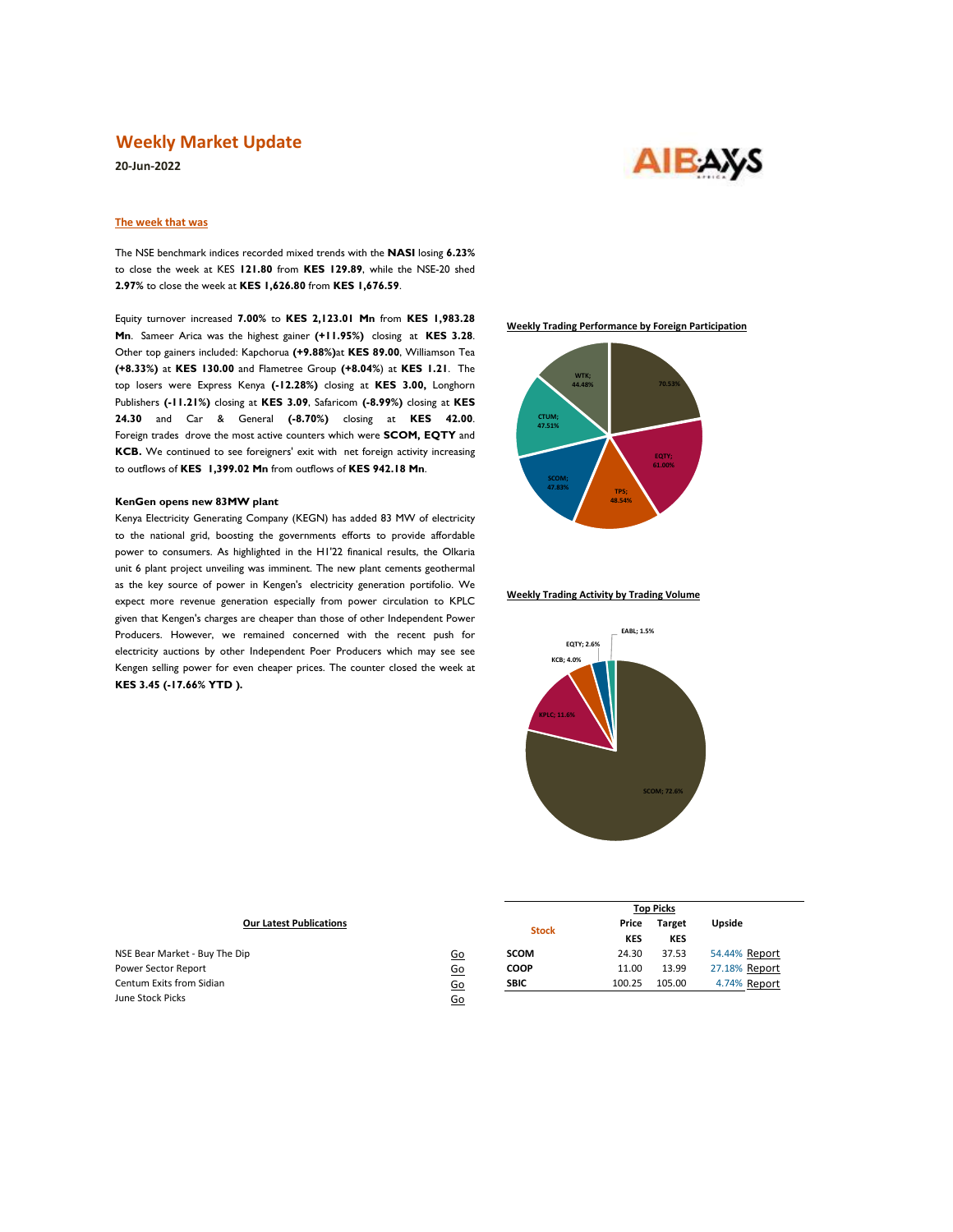# Weekly Market Update

**20-Jun-2022**

## The week that was

The NSE benchmark indices recorded mixed trends with the **NASI** losing **6.23%** to close the week at KES **121.80** from **KES 129.89**, while the NSE-20 shed **2.97%** to close the week at **KES 1,626.80** from **KES 1,676.59**.

Equity turnover increased **7.00%** to **KES 2,123.01 Mn** from **KES 1,983.28 Mn**. Sameer Arica was the highest gainer **(+11.95%)** closing at **KES 3.28**. Other top gainers included: Kapchorua **(+9.88%)**at **KES 89.00**, Williamson Tea **(+8.33%)** at **KES 130.00** and Flametree Group **(+8.04%**) at **KES 1.21**. The top losers were Express Kenya **(-12.28%)** closing at **KES 3.00,** Longhorn Publishers **(-11.21%)** closing at **KES 3.09**, Safaricom **(-8.99%)** closing at **KES 24.30** and Car & General **(-8.70%)** closing at **KES 42.00**. Foreign trades drove the most active counters which were **SCOM, EQTY** and **KCB.** We continued to see foreigners' exit with net foreign activity increasing to outflows of **KES 1,399.02 Mn** from outflows of **KES 942.18 Mn**.

### KenGen opens new 83MW plant

Kenya Electricity Generating Company (KEGN) has added 83 MW of electricity to the national grid, boosting the governments efforts to provide affordable power to consumers. As highlighted in the H1'22 finanical results, the Olkaria unit 6 plant project unveiling was imminent. The new plant cements geothermal as the key source of power in Kengen's electricity generation portifolio. We expect more revenue generation especially from power circulation to KPLC given that Kengen's charges are cheaper than those of other Independent Power Producers. However, we remained concerned with the recent push for electricity auctions by other Independent Poer Producers which may see see Kengen selling power for even cheaper prices. The counter closed the week at **KES 3.45 (-17.66% YTD ).**

**Weekly Trading Performance by Foreign Participation**

WTK; 44.48% | 70.53% | EQTY; 61.00% | TPS; 48.54% | SCOM; 47.83% | CTUM; 47.51%

**Weekly Trading Activity by Trading Volume**

EABL; 1.5% | EQTY; 2.6% | KCB; 4.0% | KPLC; 11.6% | SCOM; 72.6%

**Our Latest Publications**

| Publication | Link |
|---|---|
| NSE Bear Market - Buy The Dip | Go |
| Power Sector Report | Go |
| Centum Exits from Sidian | Go |
| June Stock Picks | Go |

**Top Picks**

| Stock | Price KES | Target KES | Upside | |
|---|---|---|---|---|
| SCOM | 24.30 | 37.53 | 54.44% | Report |
| COOP | 11.00 | 13.99 | 27.18% | Report |
| SBIC | 100.25 | 105.00 | 4.74% | Report |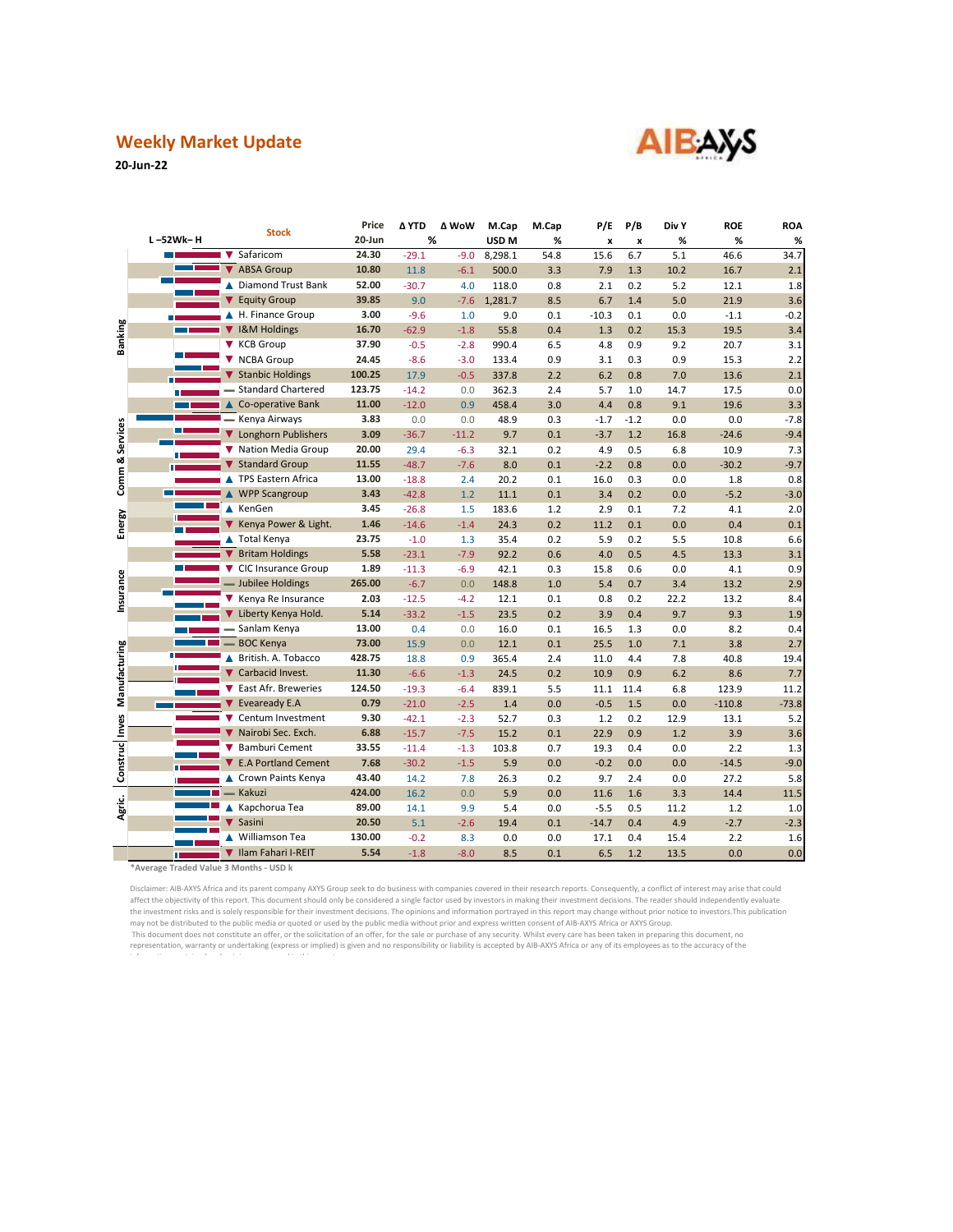# Weekly Market Update

**20-Jun-22**

| Sector | L –52Wk– H | Stock | Price 20-Jun | Δ YTD % | Δ WoW % | M.Cap USD M | M.Cap % | P/E x | P/B x | Div Y % | ROE % | ROA % |
|---|---|---|---|---|---|---|---|---|---|---|---|---|
| Banking | | ▼ Safaricom | 24.30 | -29.1 | -9.0 | 8,298.1 | 54.8 | 15.6 | 6.7 | 5.1 | 46.6 | 34.7 |
| | | ▼ ABSA Group | 10.80 | 11.8 | -6.1 | 500.0 | 3.3 | 7.9 | 1.3 | 10.2 | 16.7 | 2.1 |
| | | ▲ Diamond Trust Bank | 52.00 | -30.7 | 4.0 | 118.0 | 0.8 | 2.1 | 0.2 | 5.2 | 12.1 | 1.8 |
| | | ▼ Equity Group | 39.85 | 9.0 | -7.6 | 1,281.7 | 8.5 | 6.7 | 1.4 | 5.0 | 21.9 | 3.6 |
| | | ▲ H. Finance Group | 3.00 | -9.6 | 1.0 | 9.0 | 0.1 | -10.3 | 0.1 | 0.0 | -1.1 | -0.2 |
| | | ▼ I&M Holdings | 16.70 | -62.9 | -1.8 | 55.8 | 0.4 | 1.3 | 0.2 | 15.3 | 19.5 | 3.4 |
| | | ▼ KCB Group | 37.90 | -0.5 | -2.8 | 990.4 | 6.5 | 4.8 | 0.9 | 9.2 | 20.7 | 3.1 |
| | | ▼ NCBA Group | 24.45 | -8.6 | -3.0 | 133.4 | 0.9 | 3.1 | 0.3 | 0.9 | 15.3 | 2.2 |
| | | ▼ Stanbic Holdings | 100.25 | 17.9 | -0.5 | 337.8 | 2.2 | 6.2 | 0.8 | 7.0 | 13.6 | 2.1 |
| | | — Standard Chartered | 123.75 | -14.2 | 0.0 | 362.3 | 2.4 | 5.7 | 1.0 | 14.7 | 17.5 | 0.0 |
| | | ▲ Co-operative Bank | 11.00 | -12.0 | 0.9 | 458.4 | 3.0 | 4.4 | 0.8 | 9.1 | 19.6 | 3.3 |
| Comm & Services | | — Kenya Airways | 3.83 | 0.0 | 0.0 | 48.9 | 0.3 | -1.7 | -1.2 | 0.0 | 0.0 | -7.8 |
| | | ▼ Longhorn Publishers | 3.09 | -36.7 | -11.2 | 9.7 | 0.1 | -3.7 | 1.2 | 16.8 | -24.6 | -9.4 |
| | | ▼ Nation Media Group | 20.00 | 29.4 | -6.3 | 32.1 | 0.2 | 4.9 | 0.5 | 6.8 | 10.9 | 7.3 |
| | | ▼ Standard Group | 11.55 | -48.7 | -7.6 | 8.0 | 0.1 | -2.2 | 0.8 | 0.0 | -30.2 | -9.7 |
| | | ▲ TPS Eastern Africa | 13.00 | -18.8 | 2.4 | 20.2 | 0.1 | 16.0 | 0.3 | 0.0 | 1.8 | 0.8 |
| | | ▲ WPP Scangroup | 3.43 | -42.8 | 1.2 | 11.1 | 0.1 | 3.4 | 0.2 | 0.0 | -5.2 | -3.0 |
| Energy | | ▲ KenGen | 3.45 | -26.8 | 1.5 | 183.6 | 1.2 | 2.9 | 0.1 | 7.2 | 4.1 | 2.0 |
| | | ▼ Kenya Power & Light. | 1.46 | -14.6 | -1.4 | 24.3 | 0.2 | 11.2 | 0.1 | 0.0 | 0.4 | 0.1 |
| | | ▲ Total Kenya | 23.75 | -1.0 | 1.3 | 35.4 | 0.2 | 5.9 | 0.2 | 5.5 | 10.8 | 6.6 |
| Insurance | | ▼ Britam Holdings | 5.58 | -23.1 | -7.9 | 92.2 | 0.6 | 4.0 | 0.5 | 4.5 | 13.3 | 3.1 |
| | | ▼ CIC Insurance Group | 1.89 | -11.3 | -6.9 | 42.1 | 0.3 | 15.8 | 0.6 | 0.0 | 4.1 | 0.9 |
| | | — Jubilee Holdings | 265.00 | -6.7 | 0.0 | 148.8 | 1.0 | 5.4 | 0.7 | 3.4 | 13.2 | 2.9 |
| | | ▼ Kenya Re Insurance | 2.03 | -12.5 | -4.2 | 12.1 | 0.1 | 0.8 | 0.2 | 22.2 | 13.2 | 8.4 |
| | | ▼ Liberty Kenya Hold. | 5.14 | -33.2 | -1.5 | 23.5 | 0.2 | 3.9 | 0.4 | 9.7 | 9.3 | 1.9 |
| | | — Sanlam Kenya | 13.00 | 0.4 | 0.0 | 16.0 | 0.1 | 16.5 | 1.3 | 0.0 | 8.2 | 0.4 |
| Manufacturing | | — BOC Kenya | 73.00 | 15.9 | 0.0 | 12.1 | 0.1 | 25.5 | 1.0 | 7.1 | 3.8 | 2.7 |
| | | ▲ British. A. Tobacco | 428.75 | 18.8 | 0.9 | 365.4 | 2.4 | 11.0 | 4.4 | 7.8 | 40.8 | 19.4 |
| | | ▼ Carbacid Invest. | 11.30 | -6.6 | -1.3 | 24.5 | 0.2 | 10.9 | 0.9 | 6.2 | 8.6 | 7.7 |
| | | ▼ East Afr. Breweries | 124.50 | -19.3 | -6.4 | 839.1 | 5.5 | 11.1 | 11.4 | 6.8 | 123.9 | 11.2 |
| | | ▼ Eveready E.A | 0.79 | -21.0 | -2.5 | 1.4 | 0.0 | -0.5 | 1.5 | 0.0 | -110.8 | -73.8 |
| Inves | | ▼ Centum Investment | 9.30 | -42.1 | -2.3 | 52.7 | 0.3 | 1.2 | 0.2 | 12.9 | 13.1 | 5.2 |
| | | ▼ Nairobi Sec. Exch. | 6.88 | -15.7 | -7.5 | 15.2 | 0.1 | 22.9 | 0.9 | 1.2 | 3.9 | 3.6 |
| Construc | | ▼ Bamburi Cement | 33.55 | -11.4 | -1.3 | 103.8 | 0.7 | 19.3 | 0.4 | 0.0 | 2.2 | 1.3 |
| | | ▼ E.A Portland Cement | 7.68 | -30.2 | -1.5 | 5.9 | 0.0 | -0.2 | 0.0 | 0.0 | -14.5 | -9.0 |
| | | ▲ Crown Paints Kenya | 43.40 | 14.2 | 7.8 | 26.3 | 0.2 | 9.7 | 2.4 | 0.0 | 27.2 | 5.8 |
| Agric. | | — Kakuzi | 424.00 | 16.2 | 0.0 | 5.9 | 0.0 | 11.6 | 1.6 | 3.3 | 14.4 | 11.5 |
| | | ▲ Kapchorua Tea | 89.00 | 14.1 | 9.9 | 5.4 | 0.0 | -5.5 | 0.5 | 11.2 | 1.2 | 1.0 |
| | | ▼ Sasini | 20.50 | 5.1 | -2.6 | 19.4 | 0.1 | -14.7 | 0.4 | 4.9 | -2.7 | -2.3 |
| | | ▲ Williamson Tea | 130.00 | -0.2 | 8.3 | 0.0 | 0.0 | 17.1 | 0.4 | 15.4 | 2.2 | 1.6 |
| | | ▼ Ilam Fahari I-REIT | 5.54 | -1.8 | -8.0 | 8.5 | 0.1 | 6.5 | 1.2 | 13.5 | 0.0 | 0.0 |

*Average Traded Value 3 Months - USD k

Disclaimer: AIB-AXYS Africa and its parent company AXYS Group seek to do business with companies covered in their research reports. Consequently, a conflict of interest may arise that could affect the objectivity of this report. This document should only be considered a single factor used by investors in making their investment decisions. The reader should independently evaluate the investment risks and is solely responsible for their investment decisions. The opinions and information portrayed in this report may change without prior notice to investors.This publication may not be distributed to the public media or quoted or used by the public media without prior and express written consent of AIB-AXYS Africa or AXYS Group.
This document does not constitute an offer, or the solicitation of an offer, for the sale or purchase of any security. Whilst every care has been taken in preparing this document, no representation, warranty or undertaking (express or implied) is given and no responsibility or liability is accepted by AIB-AXYS Africa or any of its employees as to the accuracy of the